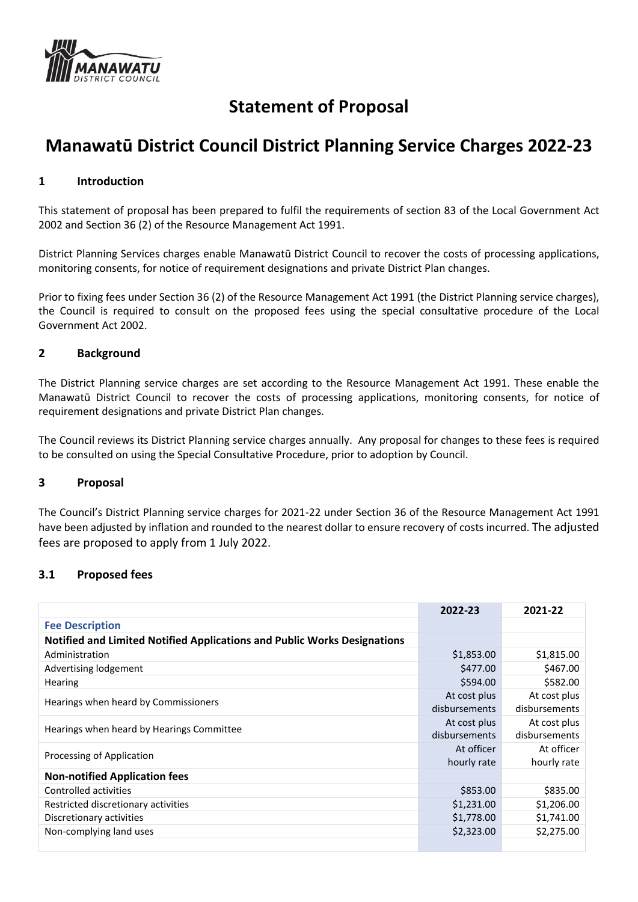# Statement of Proposal

# Manawatū District Council District Planning Service Charges 2022-23

## 1 Introduction

This statement of proposal has been prepared to fulfil the requirements of section 83 of the Local Government Act 2002 and Section 36 (2) of the Resource Management Act 1991.

District Planning Services charges enable Manawatū District Council to recover the costs of processing applications, monitoring consents, for notice of requirement designations and private District Plan changes.

Prior to fixing fees under Section 36 (2) of the Resource Management Act 1991 (the District Planning service charges), the Council is required to consult on the proposed fees using the special consultative procedure of the Local Government Act 2002.

## 2 Background

The District Planning service charges are set according to the Resource Management Act 1991. These enable the Manawatū District Council to recover the costs of processing applications, monitoring consents, for notice of requirement designations and private District Plan changes.

The Council reviews its District Planning service charges annually. Any proposal for changes to these fees is required to be consulted on using the Special Consultative Procedure, prior to adoption by Council.

## 3 Proposal

The Council's District Planning service charges for 2021-22 under Section 36 of the Resource Management Act 1991 have been adjusted by inflation and rounded to the nearest dollar to ensure recovery of costs incurred. The adjusted fees are proposed to apply from 1 July 2022.

### 3.1 Proposed fees

| | 2022-23 | 2021-22 |
|---|---|---|
| **Fee Description** | | |
| **Notified and Limited Notified Applications and Public Works Designations** | | |
| Administration | $1,853.00 | $1,815.00 |
| Advertising lodgement | $477.00 | $467.00 |
| Hearing | $594.00 | $582.00 |
| Hearings when heard by Commissioners | At cost plus disbursements | At cost plus disbursements |
| Hearings when heard by Hearings Committee | At cost plus disbursements | At cost plus disbursements |
| Processing of Application | At officer hourly rate | At officer hourly rate |
| **Non-notified Application fees** | | |
| Controlled activities | $853.00 | $835.00 |
| Restricted discretionary activities | $1,231.00 | $1,206.00 |
| Discretionary activities | $1,778.00 | $1,741.00 |
| Non-complying land uses | $2,323.00 | $2,275.00 |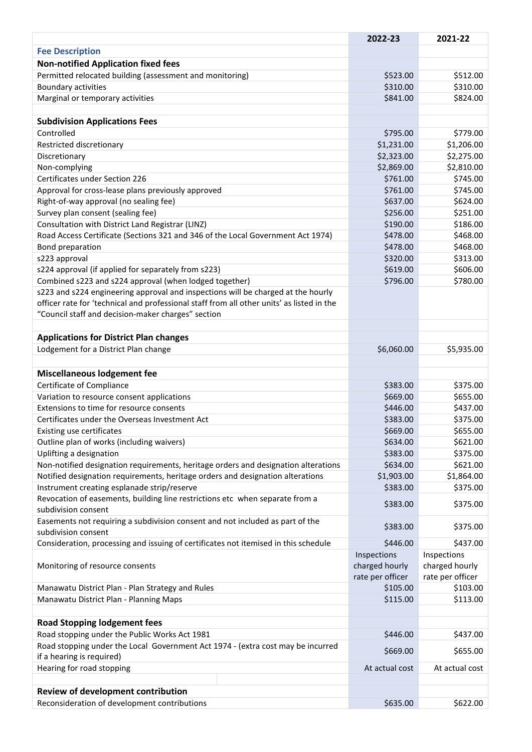| | 2022-23 | 2021-22 |
|---|---|---|
| **Fee Description** | | |
| **Non-notified Application fixed fees** | | |
| Permitted relocated building (assessment and monitoring) | $523.00 | $512.00 |
| Boundary activities | $310.00 | $310.00 |
| Marginal or temporary activities | $841.00 | $824.00 |
| | | |
| **Subdivision Applications Fees** | | |
| Controlled | $795.00 | $779.00 |
| Restricted discretionary | $1,231.00 | $1,206.00 |
| Discretionary | $2,323.00 | $2,275.00 |
| Non-complying | $2,869.00 | $2,810.00 |
| Certificates under Section 226 | $761.00 | $745.00 |
| Approval for cross-lease plans previously approved | $761.00 | $745.00 |
| Right-of-way approval (no sealing fee) | $637.00 | $624.00 |
| Survey plan consent (sealing fee) | $256.00 | $251.00 |
| Consultation with District Land Registrar (LINZ) | $190.00 | $186.00 |
| Road Access Certificate (Sections 321 and 346 of the Local Government Act 1974) | $478.00 | $468.00 |
| Bond preparation | $478.00 | $468.00 |
| s223 approval | $320.00 | $313.00 |
| s224 approval (if applied for separately from s223) | $619.00 | $606.00 |
| Combined s223 and s224 approval (when lodged together) | $796.00 | $780.00 |
| s223 and s224 engineering approval and inspections will be charged at the hourly officer rate for 'technical and professional staff from all other units' as listed in the "Council staff and decision-maker charges" section | | |
| | | |
| **Applications for District Plan changes** | | |
| Lodgement for a District Plan change | $6,060.00 | $5,935.00 |
| | | |
| **Miscellaneous lodgement fee** | | |
| Certificate of Compliance | $383.00 | $375.00 |
| Variation to resource consent applications | $669.00 | $655.00 |
| Extensions to time for resource consents | $446.00 | $437.00 |
| Certificates under the Overseas Investment Act | $383.00 | $375.00 |
| Existing use certificates | $669.00 | $655.00 |
| Outline plan of works (including waivers) | $634.00 | $621.00 |
| Uplifting a designation | $383.00 | $375.00 |
| Non-notified designation requirements, heritage orders and designation alterations | $634.00 | $621.00 |
| Notified designation requirements, heritage orders and designation alterations | $1,903.00 | $1,864.00 |
| Instrument creating esplanade strip/reserve | $383.00 | $375.00 |
| Revocation of easements, building line restrictions etc when separate from a subdivision consent | $383.00 | $375.00 |
| Easements not requiring a subdivision consent and not included as part of the subdivision consent | $383.00 | $375.00 |
| Consideration, processing and issuing of certificates not itemised in this schedule | $446.00 | $437.00 |
| Monitoring of resource consents | Inspections charged hourly rate per officer | Inspections charged hourly rate per officer |
| Manawatu District Plan - Plan Strategy and Rules | $105.00 | $103.00 |
| Manawatu District Plan - Planning Maps | $115.00 | $113.00 |
| | | |
| **Road Stopping lodgement fees** | | |
| Road stopping under the Public Works Act 1981 | $446.00 | $437.00 |
| Road stopping under the Local Government Act 1974 - (extra cost may be incurred if a hearing is required) | $669.00 | $655.00 |
| Hearing for road stopping | At actual cost | At actual cost |
| | | |
| **Review of development contribution** | | |
| Reconsideration of development contributions | $635.00 | $622.00 |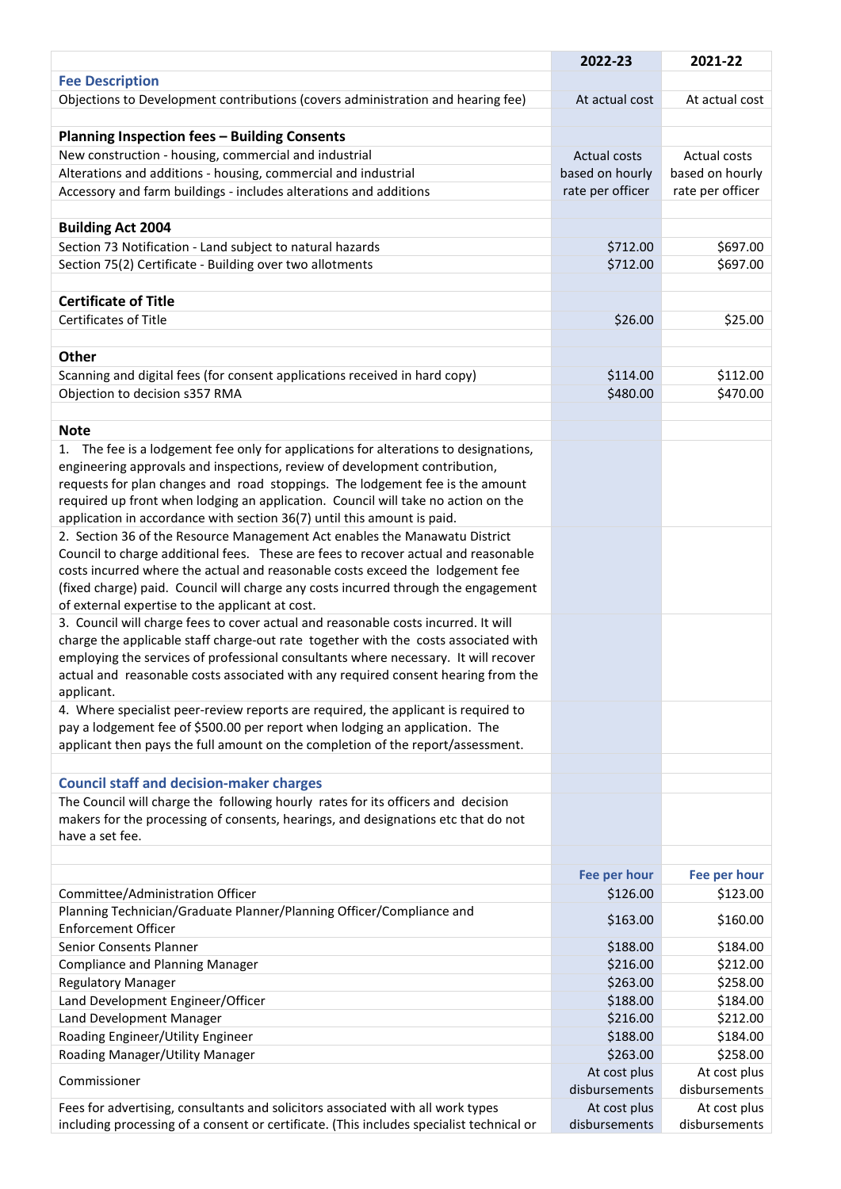| | 2022-23 | 2021-22 |
|---|---|---|
| **Fee Description** | | |
| Objections to Development contributions (covers administration and hearing fee) | At actual cost | At actual cost |
| | | |
| **Planning Inspection fees – Building Consents** | | |
| New construction - housing, commercial and industrial | Actual costs based on hourly rate per officer | Actual costs based on hourly rate per officer |
| Alterations and additions - housing, commercial and industrial | | |
| Accessory and farm buildings - includes alterations and additions | | |
| | | |
| **Building Act 2004** | | |
| Section 73 Notification - Land subject to natural hazards | $712.00 | $697.00 |
| Section 75(2) Certificate - Building over two allotments | $712.00 | $697.00 |
| | | |
| **Certificate of Title** | | |
| Certificates of Title | $26.00 | $25.00 |
| | | |
| **Other** | | |
| Scanning and digital fees (for consent applications received in hard copy) | $114.00 | $112.00 |
| Objection to decision s357 RMA | $480.00 | $470.00 |
| | | |
| **Note** | | |
| 1. The fee is a lodgement fee only for applications for alterations to designations, engineering approvals and inspections, review of development contribution, requests for plan changes and road stoppings. The lodgement fee is the amount required up front when lodging an application. Council will take no action on the application in accordance with section 36(7) until this amount is paid. | | |
| 2. Section 36 of the Resource Management Act enables the Manawatu District Council to charge additional fees. These are fees to recover actual and reasonable costs incurred where the actual and reasonable costs exceed the lodgement fee (fixed charge) paid. Council will charge any costs incurred through the engagement of external expertise to the applicant at cost. | | |
| 3. Council will charge fees to cover actual and reasonable costs incurred. It will charge the applicable staff charge-out rate together with the costs associated with employing the services of professional consultants where necessary. It will recover actual and reasonable costs associated with any required consent hearing from the applicant. | | |
| 4. Where specialist peer-review reports are required, the applicant is required to pay a lodgement fee of $500.00 per report when lodging an application. The applicant then pays the full amount on the completion of the report/assessment. | | |
| | | |
| **Council staff and decision-maker charges** | | |
| The Council will charge the following hourly rates for its officers and decision makers for the processing of consents, hearings, and designations etc that do not have a set fee. | | |
| | | |
| | **Fee per hour** | **Fee per hour** |
| Committee/Administration Officer | $126.00 | $123.00 |
| Planning Technician/Graduate Planner/Planning Officer/Compliance and Enforcement Officer | $163.00 | $160.00 |
| Senior Consents Planner | $188.00 | $184.00 |
| Compliance and Planning Manager | $216.00 | $212.00 |
| Regulatory Manager | $263.00 | $258.00 |
| Land Development Engineer/Officer | $188.00 | $184.00 |
| Land Development Manager | $216.00 | $212.00 |
| Roading Engineer/Utility Engineer | $188.00 | $184.00 |
| Roading Manager/Utility Manager | $263.00 | $258.00 |
| Commissioner | At cost plus disbursements | At cost plus disbursements |
| Fees for advertising, consultants and solicitors associated with all work types including processing of a consent or certificate. (This includes specialist technical or | At cost plus disbursements | At cost plus disbursements |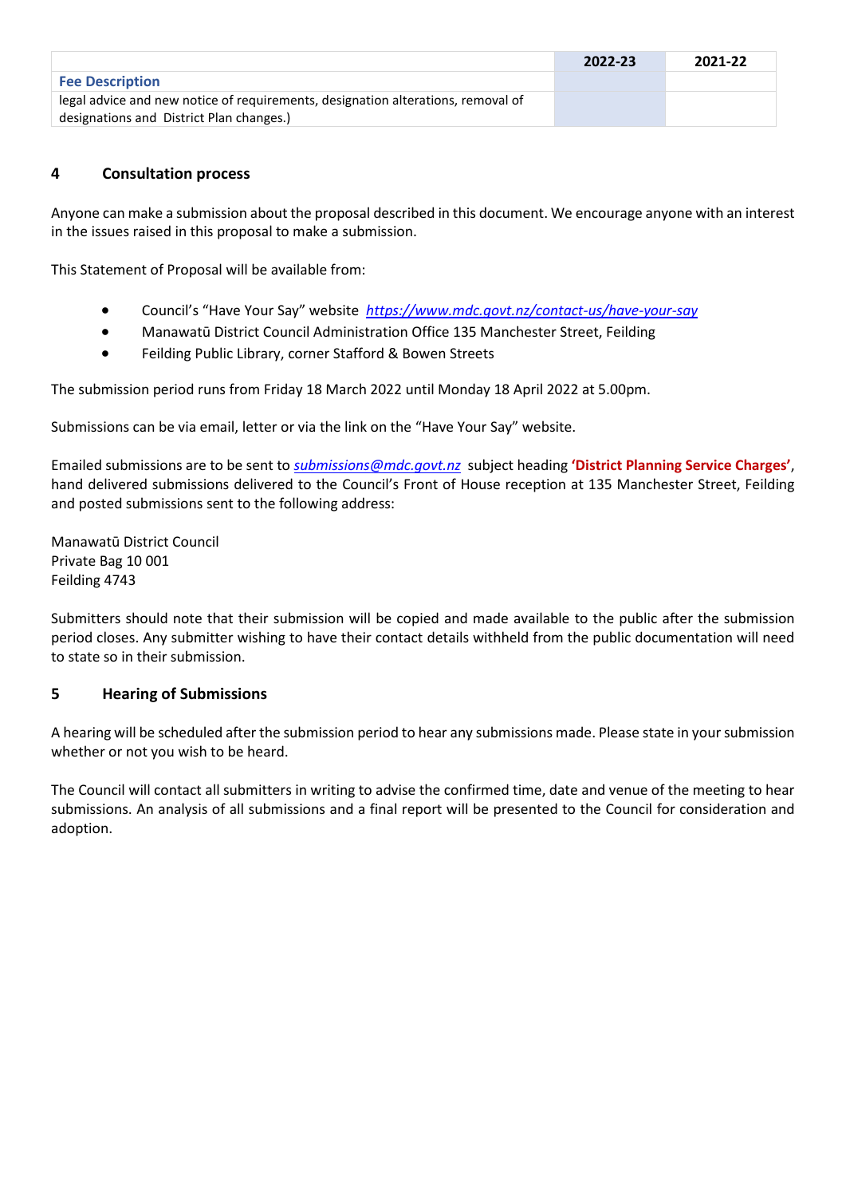| | 2022-23 | 2021-22 |
|---|---|---|
| **Fee Description** | | |
| legal advice and new notice of requirements, designation alterations, removal of designations and District Plan changes.) | | |

## 4 Consultation process

Anyone can make a submission about the proposal described in this document. We encourage anyone with an interest in the issues raised in this proposal to make a submission.

This Statement of Proposal will be available from:

- Council's "Have Your Say" website *https://www.mdc.govt.nz/contact-us/have-your-say*
- Manawatū District Council Administration Office 135 Manchester Street, Feilding
- Feilding Public Library, corner Stafford & Bowen Streets

The submission period runs from Friday 18 March 2022 until Monday 18 April 2022 at 5.00pm.

Submissions can be via email, letter or via the link on the "Have Your Say" website.

Emailed submissions are to be sent to *submissions@mdc.govt.nz* subject heading **'District Planning Service Charges'**, hand delivered submissions delivered to the Council's Front of House reception at 135 Manchester Street, Feilding and posted submissions sent to the following address:

Manawatū District Council
Private Bag 10 001
Feilding 4743

Submitters should note that their submission will be copied and made available to the public after the submission period closes. Any submitter wishing to have their contact details withheld from the public documentation will need to state so in their submission.

## 5 Hearing of Submissions

A hearing will be scheduled after the submission period to hear any submissions made. Please state in your submission whether or not you wish to be heard.

The Council will contact all submitters in writing to advise the confirmed time, date and venue of the meeting to hear submissions. An analysis of all submissions and a final report will be presented to the Council for consideration and adoption.